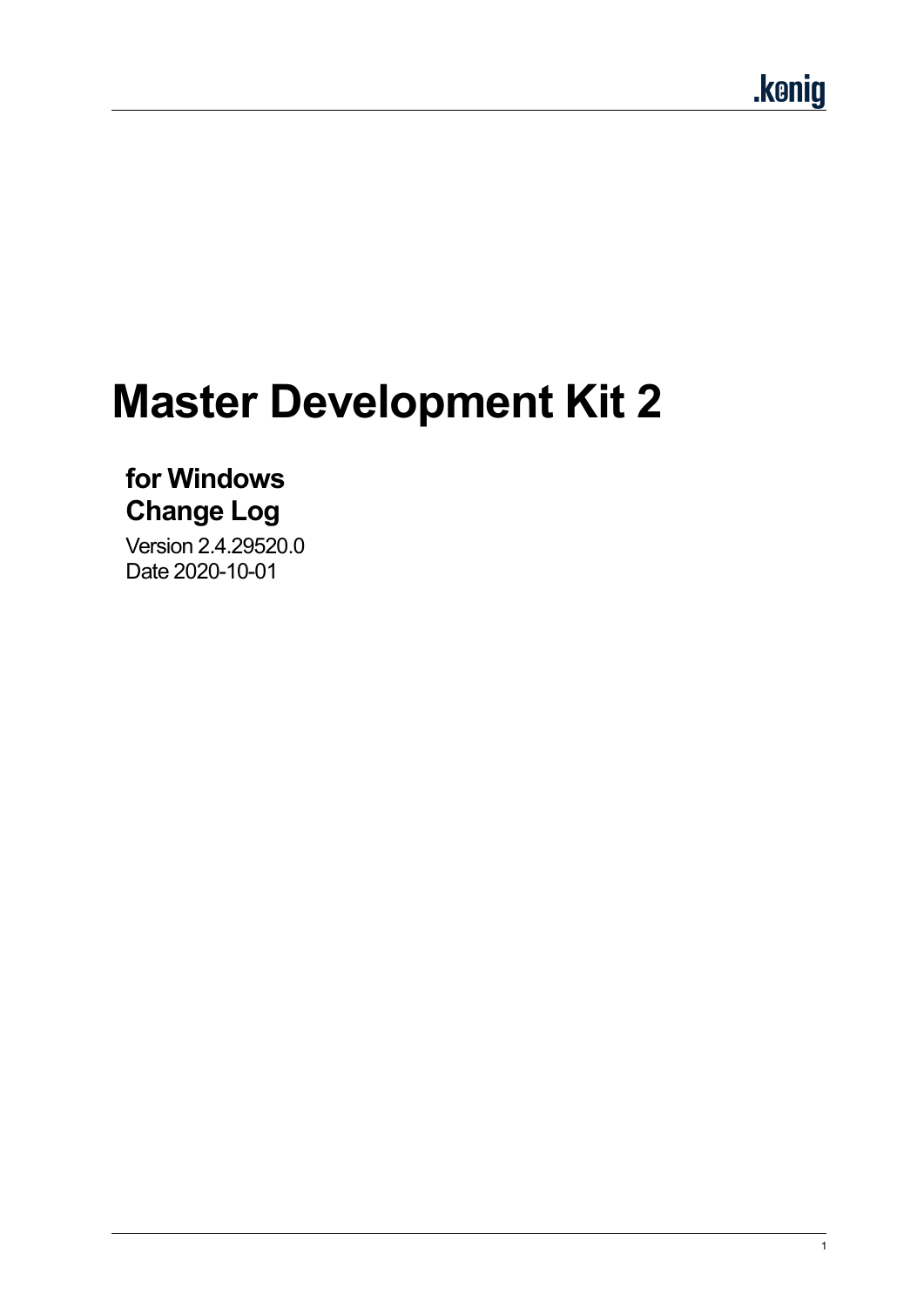# Master Development Kit 2

## for Windows
## Change Log

Version 2.4.29520.0
Date 2020-10-01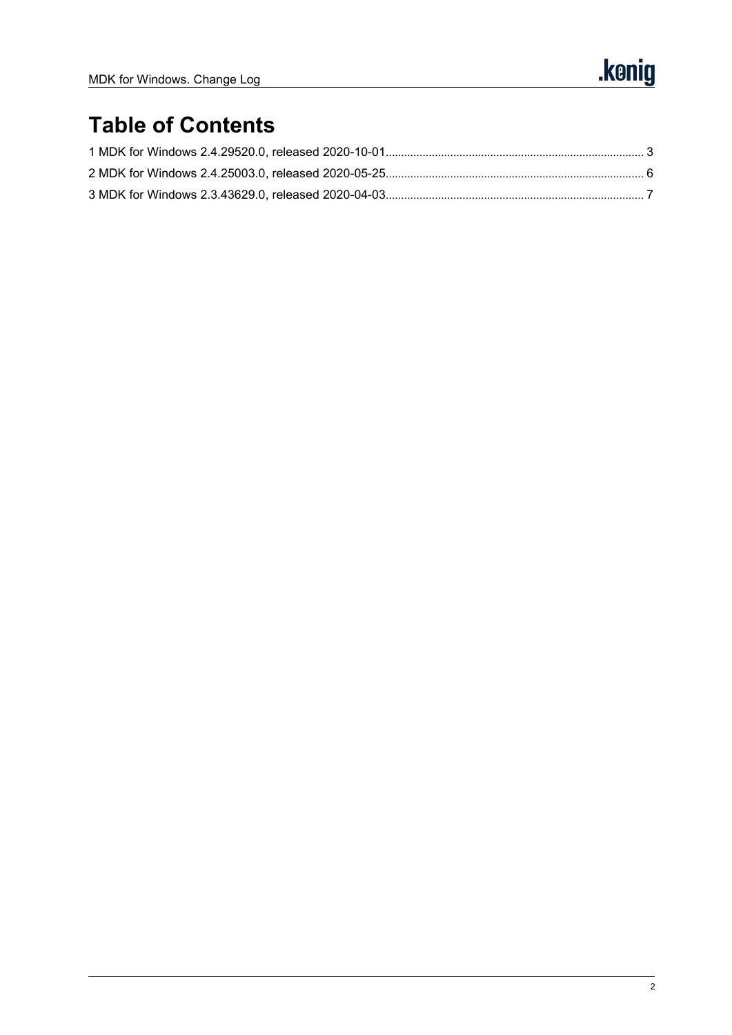# Table of Contents

1 MDK for Windows 2.4.29520.0, released 2020-10-01 .......... 3

2 MDK for Windows 2.4.25003.0, released 2020-05-25 .......... 6

3 MDK for Windows 2.3.43629.0, released 2020-04-03 .......... 7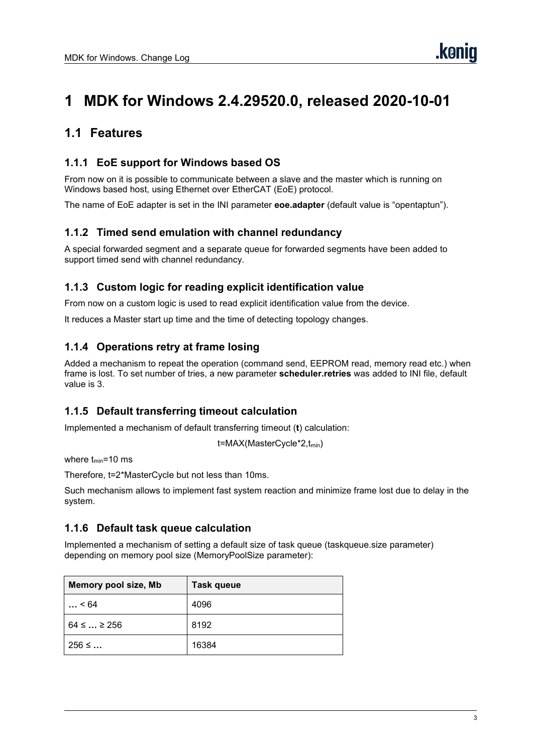# 1 MDK for Windows 2.4.29520.0, released 2020-10-01

## 1.1 Features

### 1.1.1 EoE support for Windows based OS

From now on it is possible to communicate between a slave and the master which is running on Windows based host, using Ethernet over EtherCAT (EoE) protocol.

The name of EoE adapter is set in the INI parameter **eoe.adapter** (default value is "opentaptun").

### 1.1.2 Timed send emulation with channel redundancy

A special forwarded segment and a separate queue for forwarded segments have been added to support timed send with channel redundancy.

### 1.1.3 Custom logic for reading explicit identification value

From now on a custom logic is used to read explicit identification value from the device.

It reduces a Master start up time and the time of detecting topology changes.

### 1.1.4 Operations retry at frame losing

Added a mechanism to repeat the operation (command send, EEPROM read, memory read etc.) when frame is lost. To set number of tries, a new parameter **scheduler.retries** was added to INI file, default value is 3.

### 1.1.5 Default transferring timeout calculation

Implemented a mechanism of default transferring timeout (**t**) calculation:

$$t=MAX(MasterCycle*2,t_{min})$$

where $t_{min}$=10 ms

Therefore, t=2*MasterCycle but not less than 10ms.

Such mechanism allows to implement fast system reaction and minimize frame lost due to delay in the system.

### 1.1.6 Default task queue calculation

Implemented a mechanism of setting a default size of task queue (taskqueue.size parameter) depending on memory pool size (MemoryPoolSize parameter):

| Memory pool size, Mb | Task queue |
|---|---|
| **…** < 64 | 4096 |
| 64 ≤ **…** ≥ 256 | 8192 |
| 256 ≤ **…** | 16384 |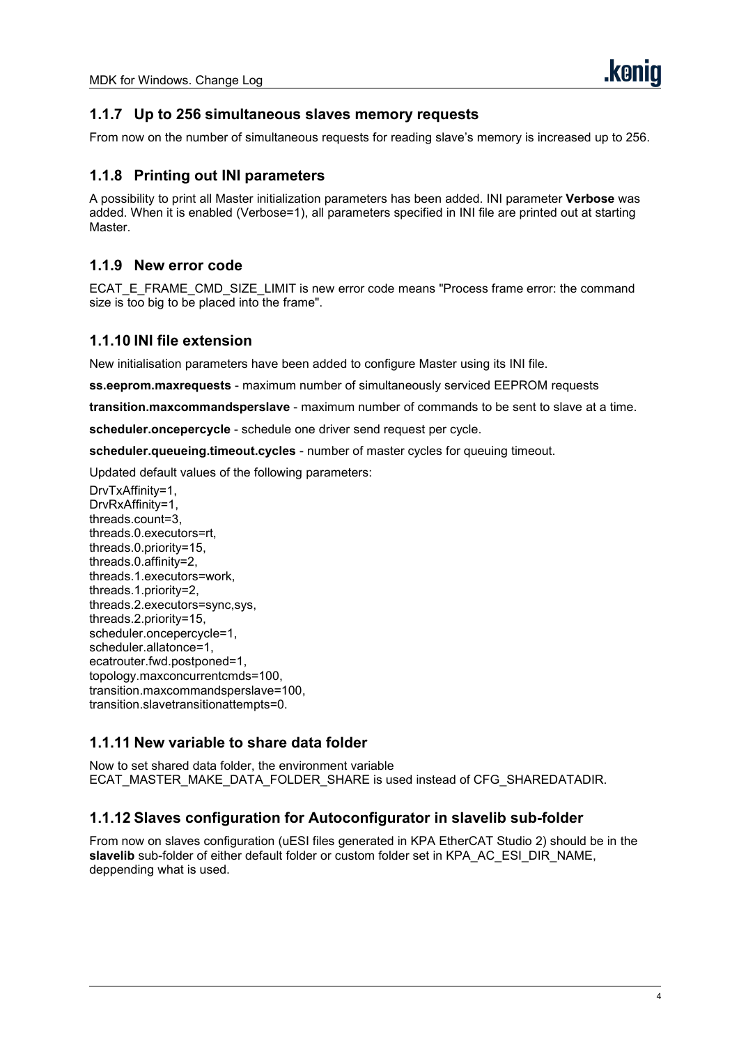### 1.1.7 Up to 256 simultaneous slaves memory requests

From now on the number of simultaneous requests for reading slave's memory is increased up to 256.

### 1.1.8 Printing out INI parameters

A possibility to print all Master initialization parameters has been added. INI parameter **Verbose** was added. When it is enabled (Verbose=1), all parameters specified in INI file are printed out at starting Master.

### 1.1.9 New error code

ECAT_E_FRAME_CMD_SIZE_LIMIT is new error code means "Process frame error: the command size is too big to be placed into the frame".

### 1.1.10 INI file extension

New initialisation parameters have been added to configure Master using its INI file.

**ss.eeprom.maxrequests** - maximum number of simultaneously serviced EEPROM requests

**transition.maxcommandsperslave** - maximum number of commands to be sent to slave at a time.

**scheduler.oncepercycle** - schedule one driver send request per cycle.

**scheduler.queueing.timeout.cycles** - number of master cycles for queuing timeout.

Updated default values of the following parameters:

DrvTxAffinity=1,
DrvRxAffinity=1,
threads.count=3,
threads.0.executors=rt,
threads.0.priority=15,
threads.0.affinity=2,
threads.1.executors=work,
threads.1.priority=2,
threads.2.executors=sync,sys,
threads.2.priority=15,
scheduler.oncepercycle=1,
scheduler.allatonce=1,
ecatrouter.fwd.postponed=1,
topology.maxconcurrentcmds=100,
transition.maxcommandsperslave=100,
transition.slavetransitionattempts=0.

### 1.1.11 New variable to share data folder

Now to set shared data folder, the environment variable ECAT_MASTER_MAKE_DATA_FOLDER_SHARE is used instead of CFG_SHAREDATADIR.

### 1.1.12 Slaves configuration for Autoconfigurator in slavelib sub-folder

From now on slaves configuration (uESI files generated in KPA EtherCAT Studio 2) should be in the **slavelib** sub-folder of either default folder or custom folder set in KPA_AC_ESI_DIR_NAME, deppending what is used.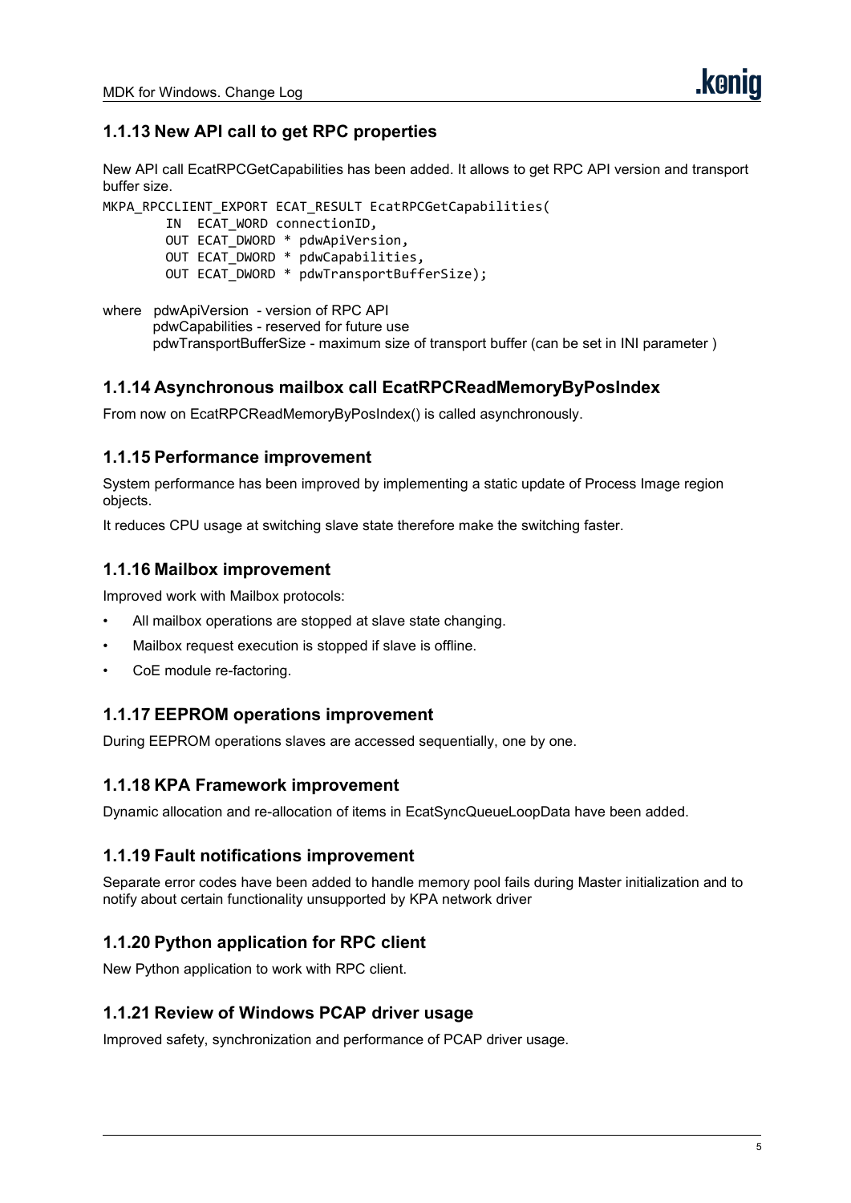### 1.1.13 New API call to get RPC properties

New API call EcatRPCGetCapabilities has been added. It allows to get RPC API version and transport buffer size.

```
MKPA_RPCCLIENT_EXPORT ECAT_RESULT EcatRPCGetCapabilities(
        IN  ECAT_WORD connectionID,
        OUT ECAT_DWORD * pdwApiVersion,
        OUT ECAT_DWORD * pdwCapabilities,
        OUT ECAT_DWORD * pdwTransportBufferSize);
```

where pdwApiVersion - version of RPC API
pdwCapabilities - reserved for future use
pdwTransportBufferSize - maximum size of transport buffer (can be set in INI parameter )

### 1.1.14 Asynchronous mailbox call EcatRPCReadMemoryByPosIndex

From now on EcatRPCReadMemoryByPosIndex() is called asynchronously.

### 1.1.15 Performance improvement

System performance has been improved by implementing a static update of Process Image region objects.

It reduces CPU usage at switching slave state therefore make the switching faster.

### 1.1.16 Mailbox improvement

Improved work with Mailbox protocols:

- All mailbox operations are stopped at slave state changing.
- Mailbox request execution is stopped if slave is offline.
- CoE module re-factoring.

### 1.1.17 EEPROM operations improvement

During EEPROM operations slaves are accessed sequentially, one by one.

### 1.1.18 KPA Framework improvement

Dynamic allocation and re-allocation of items in EcatSyncQueueLoopData have been added.

### 1.1.19 Fault notifications improvement

Separate error codes have been added to handle memory pool fails during Master initialization and to notify about certain functionality unsupported by KPA network driver

### 1.1.20 Python application for RPC client

New Python application to work with RPC client.

### 1.1.21 Review of Windows PCAP driver usage

Improved safety, synchronization and performance of PCAP driver usage.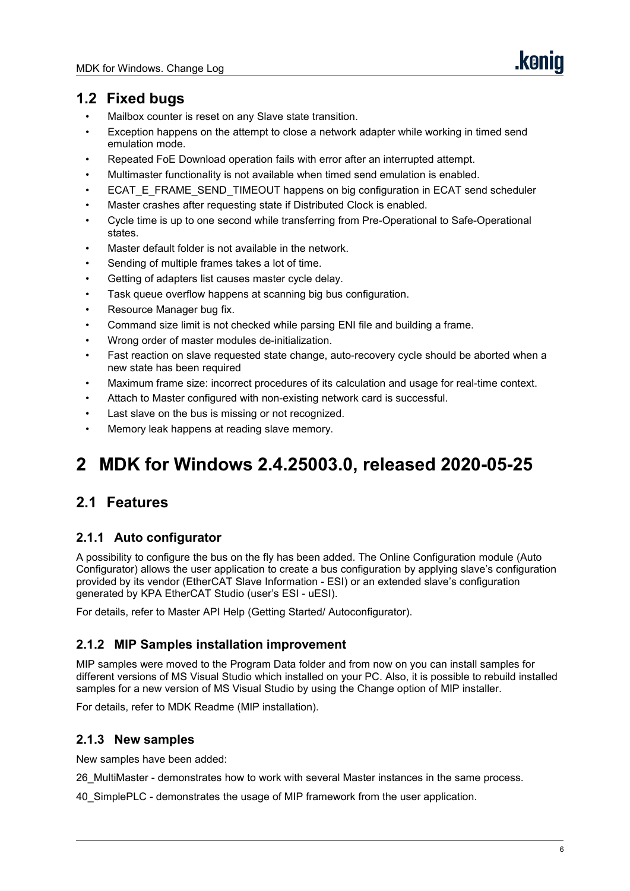## 1.2 Fixed bugs

- Mailbox counter is reset on any Slave state transition.
- Exception happens on the attempt to close a network adapter while working in timed send emulation mode.
- Repeated FoE Download operation fails with error after an interrupted attempt.
- Multimaster functionality is not available when timed send emulation is enabled.
- ECAT_E_FRAME_SEND_TIMEOUT happens on big configuration in ECAT send scheduler
- Master crashes after requesting state if Distributed Clock is enabled.
- Cycle time is up to one second while transferring from Pre-Operational to Safe-Operational states.
- Master default folder is not available in the network.
- Sending of multiple frames takes a lot of time.
- Getting of adapters list causes master cycle delay.
- Task queue overflow happens at scanning big bus configuration.
- Resource Manager bug fix.
- Command size limit is not checked while parsing ENI file and building a frame.
- Wrong order of master modules de-initialization.
- Fast reaction on slave requested state change, auto-recovery cycle should be aborted when a new state has been required
- Maximum frame size: incorrect procedures of its calculation and usage for real-time context.
- Attach to Master configured with non-existing network card is successful.
- Last slave on the bus is missing or not recognized.
- Memory leak happens at reading slave memory.

# 2 MDK for Windows 2.4.25003.0, released 2020-05-25

## 2.1 Features

### 2.1.1 Auto configurator

A possibility to configure the bus on the fly has been added. The Online Configuration module (Auto Configurator) allows the user application to create a bus configuration by applying slave's configuration provided by its vendor (EtherCAT Slave Information - ESI) or an extended slave's configuration generated by KPA EtherCAT Studio (user's ESI - uESI).

For details, refer to Master API Help (Getting Started/ Autoconfigurator).

### 2.1.2 MIP Samples installation improvement

MIP samples were moved to the Program Data folder and from now on you can install samples for different versions of MS Visual Studio which installed on your PC. Also, it is possible to rebuild installed samples for a new version of MS Visual Studio by using the Change option of MIP installer.

For details, refer to MDK Readme (MIP installation).

### 2.1.3 New samples

New samples have been added:

26_MultiMaster - demonstrates how to work with several Master instances in the same process.

40_SimplePLC - demonstrates the usage of MIP framework from the user application.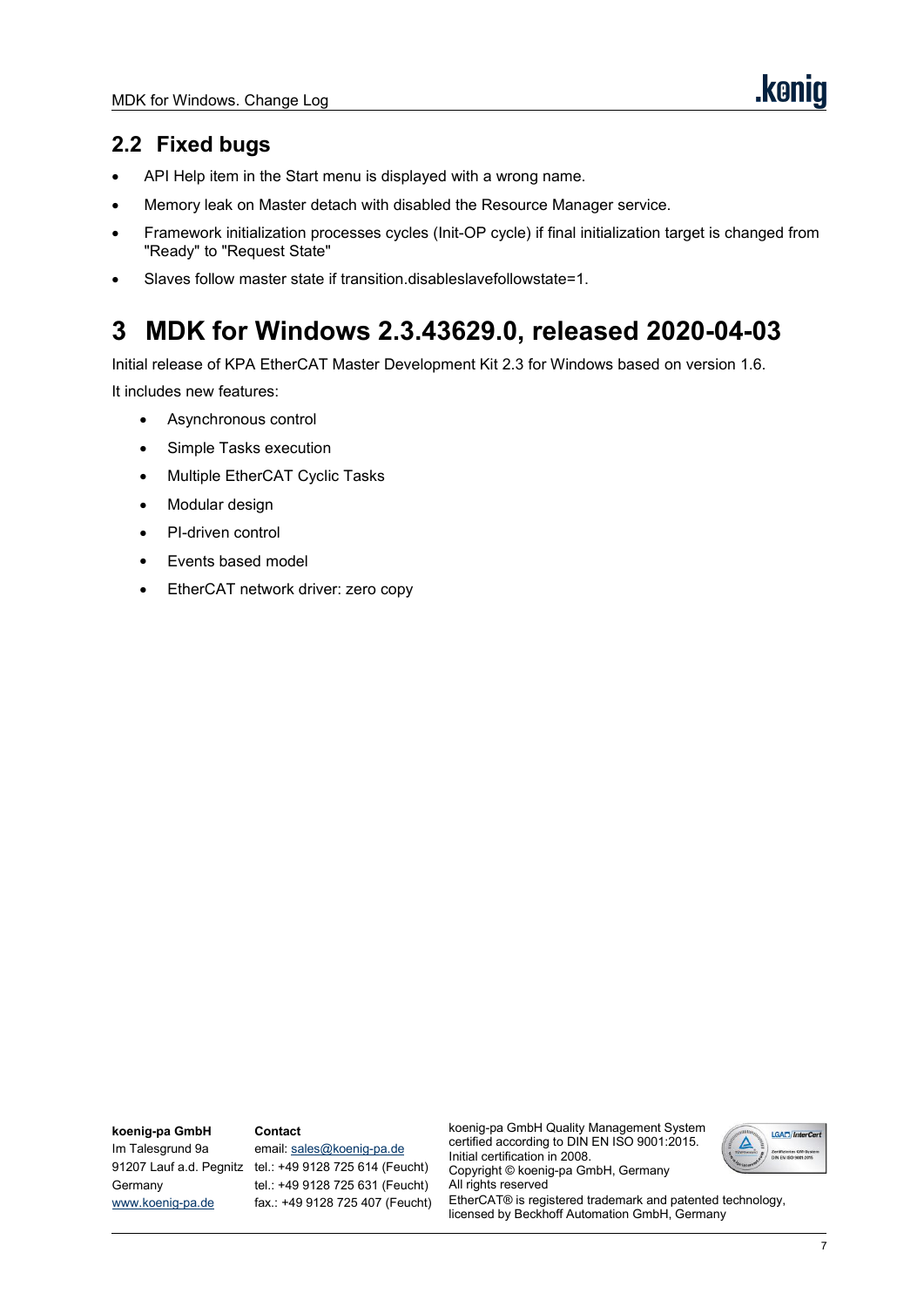## 2.2 Fixed bugs

- API Help item in the Start menu is displayed with a wrong name.
- Memory leak on Master detach with disabled the Resource Manager service.
- Framework initialization processes cycles (Init-OP cycle) if final initialization target is changed from "Ready" to "Request State"
- Slaves follow master state if transition.disableslavefollowstate=1.

# 3 MDK for Windows 2.3.43629.0, released 2020-04-03

Initial release of KPA EtherCAT Master Development Kit 2.3 for Windows based on version 1.6.

It includes new features:

- Asynchronous control
- Simple Tasks execution
- Multiple EtherCAT Cyclic Tasks
- Modular design
- PI-driven control
- Events based model
- EtherCAT network driver: zero copy